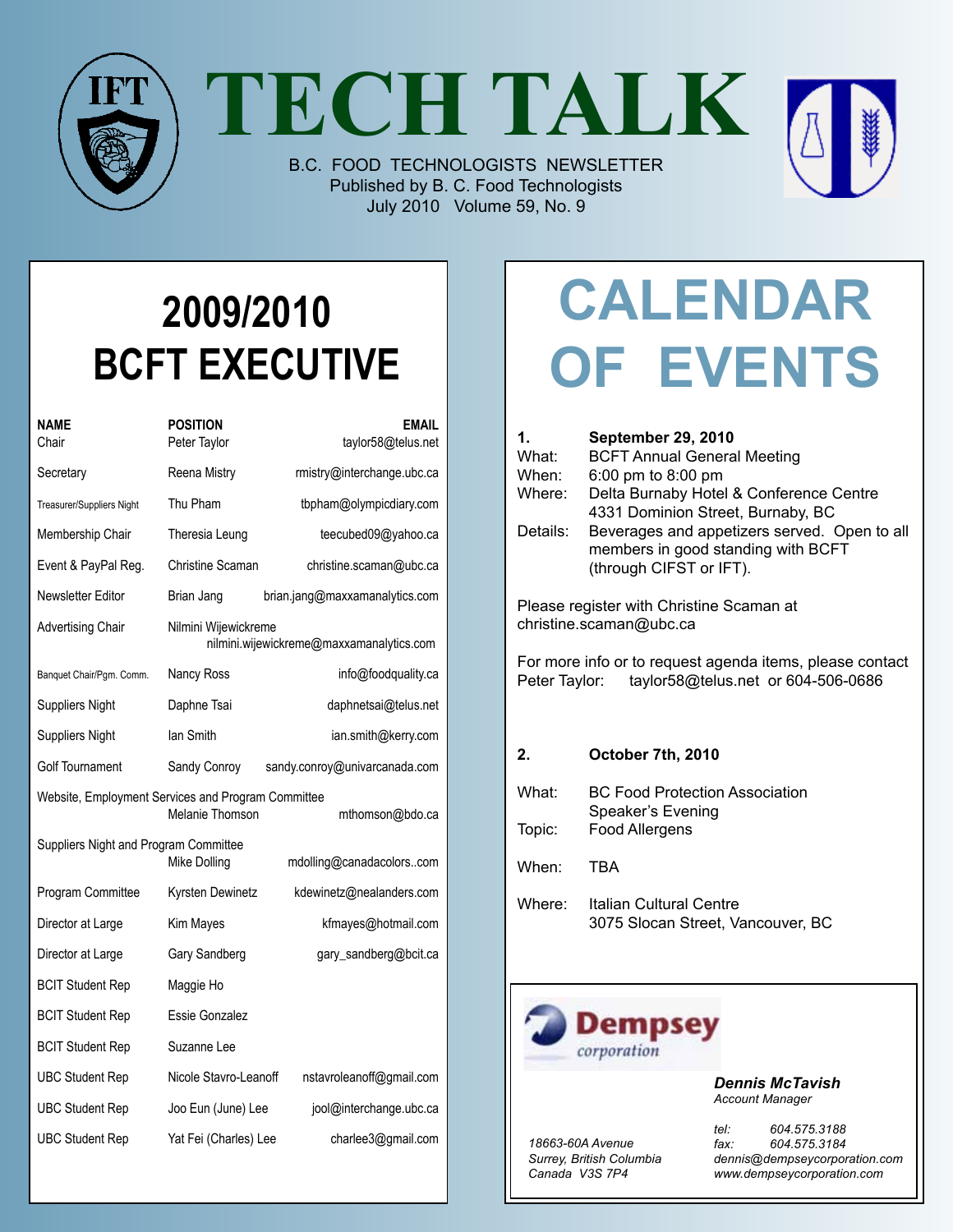# TECH TALK

B.C. FOOD TECHNOLOGISTS NEWSLETTER
Published by B. C. Food Technologists
July 2010 Volume 59, No. 9

## 2009/2010 BCFT EXECUTIVE

| NAME | POSITION | EMAIL |
|---|---|---|
| Chair | Peter Taylor | taylor58@telus.net |
| Secretary | Reena Mistry | rmistry@interchange.ubc.ca |
| Treasurer/Suppliers Night | Thu Pham | tbpham@olympicdiary.com |
| Membership Chair | Theresia Leung | teecubed09@yahoo.ca |
| Event & PayPal Reg. | Christine Scaman | christine.scaman@ubc.ca |
| Newsletter Editor | Brian Jang | brian.jang@maxxamanalytics.com |
| Advertising Chair | Nilmini Wijewickreme | nilmini.wijewickreme@maxxamanalytics.com |
| Banquet Chair/Pgm. Comm. | Nancy Ross | info@foodquality.ca |
| Suppliers Night | Daphne Tsai | daphnetsai@telus.net |
| Suppliers Night | Ian Smith | ian.smith@kerry.com |
| Golf Tournament | Sandy Conroy | sandy.conroy@univarcanada.com |
| Website, Employment Services and Program Committee | Melanie Thomson | mthomson@bdo.ca |
| Suppliers Night and Program Committee | Mike Dolling | mdolling@canadacolors..com |
| Program Committee | Kyrsten Dewinetz | kdewinetz@nealanders.com |
| Director at Large | Kim Mayes | kfmayes@hotmail.com |
| Director at Large | Gary Sandberg | gary_sandberg@bcit.ca |
| BCIT Student Rep | Maggie Ho | |
| BCIT Student Rep | Essie Gonzalez | |
| BCIT Student Rep | Suzanne Lee | |
| UBC Student Rep | Nicole Stavro-Leanoff | nstavroleanoff@gmail.com |
| UBC Student Rep | Joo Eun (June) Lee | jool@interchange.ubc.ca |
| UBC Student Rep | Yat Fei (Charles) Lee | charlee3@gmail.com |

## CALENDAR OF EVENTS

**1. September 29, 2010**

What: BCFT Annual General Meeting
When: 6:00 pm to 8:00 pm
Where: Delta Burnaby Hotel & Conference Centre
4331 Dominion Street, Burnaby, BC
Details: Beverages and appetizers served. Open to all members in good standing with BCFT (through CIFST or IFT).

Please register with Christine Scaman at christine.scaman@ubc.ca

For more info or to request agenda items, please contact Peter Taylor: taylor58@telus.net or 604-506-0686

**2. October 7th, 2010**

What: BC Food Protection Association Speaker's Evening
Topic: Food Allergens
When: TBA
Where: Italian Cultural Centre
3075 Slocan Street, Vancouver, BC

---

**Dempsey** *corporation*

***Dennis McTavish***
*Account Manager*

*18663-60A Avenue*
*Surrey, British Columbia*
*Canada V3S 7P4*

*tel: 604.575.3188*
*fax: 604.575.3184*
*dennis@dempseycorporation.com*
*www.dempseycorporation.com*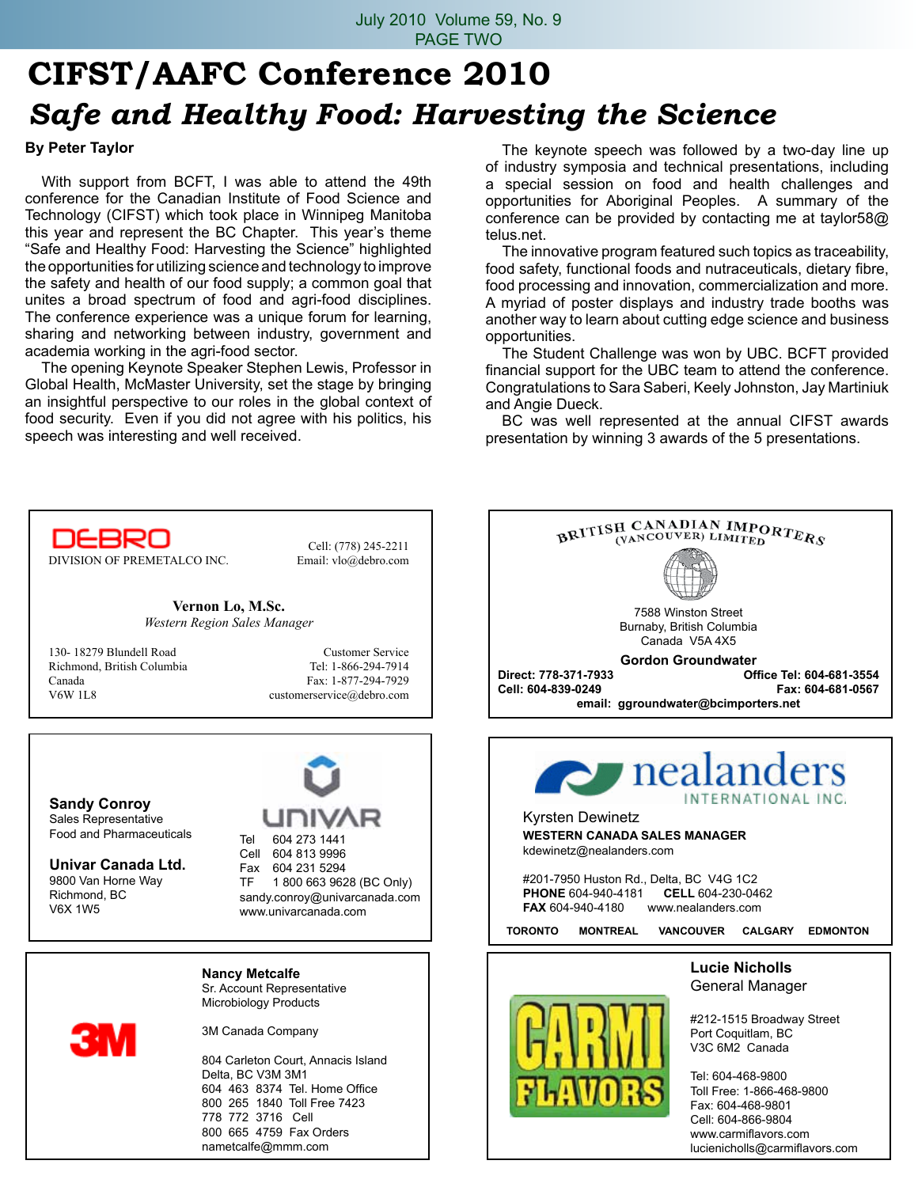# CIFST/AAFC Conference 2010

## *Safe and Healthy Food: Harvesting the Science*

**By Peter Taylor**

With support from BCFT, I was able to attend the 49th conference for the Canadian Institute of Food Science and Technology (CIFST) which took place in Winnipeg Manitoba this year and represent the BC Chapter. This year's theme "Safe and Healthy Food: Harvesting the Science" highlighted the opportunities for utilizing science and technology to improve the safety and health of our food supply; a common goal that unites a broad spectrum of food and agri-food disciplines. The conference experience was a unique forum for learning, sharing and networking between industry, government and academia working in the agri-food sector.

The opening Keynote Speaker Stephen Lewis, Professor in Global Health, McMaster University, set the stage by bringing an insightful perspective to our roles in the global context of food security. Even if you did not agree with his politics, his speech was interesting and well received.

The keynote speech was followed by a two-day line up of industry symposia and technical presentations, including a special session on food and health challenges and opportunities for Aboriginal Peoples. A summary of the conference can be provided by contacting me at taylor58@telus.net.

The innovative program featured such topics as traceability, food safety, functional foods and nutraceuticals, dietary fibre, food processing and innovation, commercialization and more. A myriad of poster displays and industry trade booths was another way to learn about cutting edge science and business opportunities.

The Student Challenge was won by UBC. BCFT provided financial support for the UBC team to attend the conference. Congratulations to Sara Saberi, Keely Johnston, Jay Martiniuk and Angie Dueck.

BC was well represented at the annual CIFST awards presentation by winning 3 awards of the 5 presentations.

---

DEBRO
DIVISION OF PREMETALCO INC.

Cell: (778) 245-2211
Email: vlo@debro.com

**Vernon Lo, M.Sc.**
*Western Region Sales Manager*

130- 18279 Blundell Road
Richmond, British Columbia
Canada
V6W 1L8

Customer Service
Tel: 1-866-294-7914
Fax: 1-877-294-7929
customerservice@debro.com

---

BRITISH CANADIAN IMPORTERS (VANCOUVER) LIMITED

7588 Winston Street
Burnaby, British Columbia
Canada V5A 4X5

**Gordon Groundwater**
**Direct: 778-371-7933**
**Cell: 604-839-0249**
**Office Tel: 604-681-3554**
**Fax: 604-681-0567**
**email: ggroundwater@bcimporters.net**

---

**Sandy Conroy**
Sales Representative
Food and Pharmaceuticals

**Univar Canada Ltd.**
9800 Van Horne Way
Richmond, BC
V6X 1W5

UNIVAR
Tel 604 273 1441
Cell 604 813 9996
Fax 604 231 5294
TF 1 800 663 9628 (BC Only)
sandy.conroy@univarcanada.com
www.univarcanada.com

---

nealanders INTERNATIONAL INC.

Kyrsten Dewinetz
**WESTERN CANADA SALES MANAGER**
kdewinetz@nealanders.com

#201-7950 Huston Rd., Delta, BC V4G 1C2
**PHONE** 604-940-4181 **CELL** 604-230-0462
**FAX** 604-940-4180 www.nealanders.com

**TORONTO MONTREAL VANCOUVER CALGARY EDMONTON**

---

3M

**Nancy Metcalfe**
Sr. Account Representative
Microbiology Products

3M Canada Company

804 Carleton Court, Annacis Island
Delta, BC V3M 3M1
604 463 8374 Tel. Home Office
800 265 1840 Toll Free 7423
778 772 3716 Cell
800 665 4759 Fax Orders
nametcalfe@mmm.com

---

CARMI FLAVORS

**Lucie Nicholls**
General Manager

#212-1515 Broadway Street
Port Coquitlam, BC
V3C 6M2 Canada

Tel: 604-468-9800
Toll Free: 1-866-468-9800
Fax: 604-468-9801
Cell: 604-866-9804
www.carmiflavors.com
lucienicholls@carmiflavors.com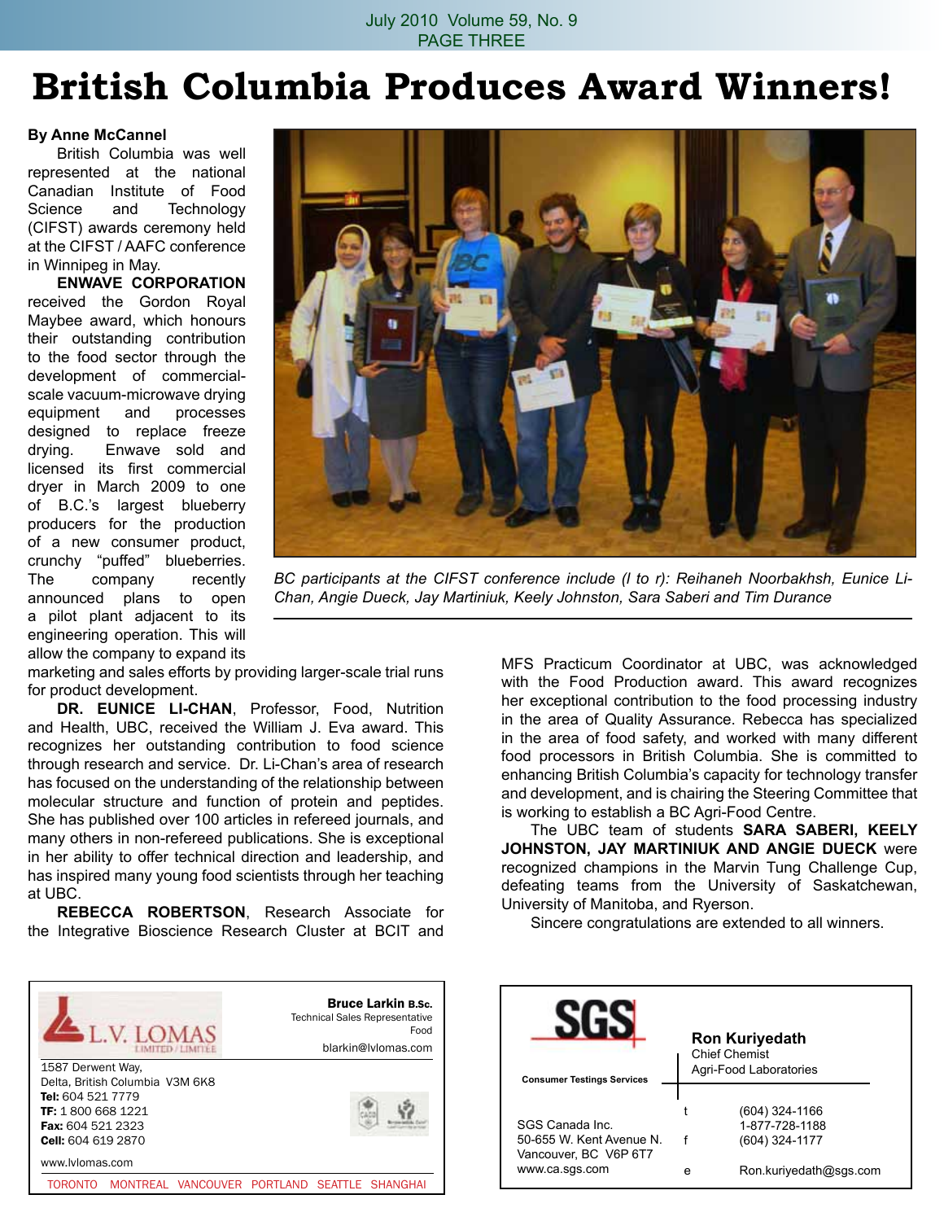# British Columbia Produces Award Winners!

**By Anne McCannel**

British Columbia was well represented at the national Canadian Institute of Food Science and Technology (CIFST) awards ceremony held at the CIFST / AAFC conference in Winnipeg in May.

**ENWAVE CORPORATION** received the Gordon Royal Maybee award, which honours their outstanding contribution to the food sector through the development of commercial-scale vacuum-microwave drying equipment and processes designed to replace freeze drying. Enwave sold and licensed its first commercial dryer in March 2009 to one of B.C.'s largest blueberry producers for the production of a new consumer product, crunchy "puffed" blueberries. The company recently announced plans to open a pilot plant adjacent to its engineering operation. This will allow the company to expand its marketing and sales efforts by providing larger-scale trial runs for product development.

*BC participants at the CIFST conference include (l to r): Reihaneh Noorbakhsh, Eunice Li-Chan, Angie Dueck, Jay Martiniuk, Keely Johnston, Sara Saberi and Tim Durance*

**DR. EUNICE LI-CHAN**, Professor, Food, Nutrition and Health, UBC, received the William J. Eva award. This recognizes her outstanding contribution to food science through research and service. Dr. Li-Chan's area of research has focused on the understanding of the relationship between molecular structure and function of protein and peptides. She has published over 100 articles in refereed journals, and many others in non-refereed publications. She is exceptional in her ability to offer technical direction and leadership, and has inspired many young food scientists through her teaching at UBC.

**REBECCA ROBERTSON**, Research Associate for the Integrative Bioscience Research Cluster at BCIT and MFS Practicum Coordinator at UBC, was acknowledged with the Food Production award. This award recognizes her exceptional contribution to the food processing industry in the area of Quality Assurance. Rebecca has specialized in the area of food safety, and worked with many different food processors in British Columbia. She is committed to enhancing British Columbia's capacity for technology transfer and development, and is chairing the Steering Committee that is working to establish a BC Agri-Food Centre.

The UBC team of students **SARA SABERI, KEELY JOHNSTON, JAY MARTINIUK AND ANGIE DUECK** were recognized champions in the Marvin Tung Challenge Cup, defeating teams from the University of Saskatchewan, University of Manitoba, and Ryerson.

Sincere congratulations are extended to all winners.

---

L.V. LOMAS LIMITED / LIMITÉE

**Bruce Larkin B.Sc.**
Technical Sales Representative
Food
blarkin@lvlomas.com

1587 Derwent Way,
Delta, British Columbia V3M 6K8
**Tel:** 604 521 7779
**TF:** 1 800 668 1221
**Fax:** 604 521 2323
**Cell:** 604 619 2870

www.lvlomas.com

TORONTO MONTREAL VANCOUVER PORTLAND SEATTLE SHANGHAI

---

SGS
Consumer Testings Services

**Ron Kuriyedath**
Chief Chemist
Agri-Food Laboratories

SGS Canada Inc.
50-655 W. Kent Avenue N.
Vancouver, BC V6P 6T7
www.ca.sgs.com

t (604) 324-1166
1-877-728-1188
f (604) 324-1177
e Ron.kuriyedath@sgs.com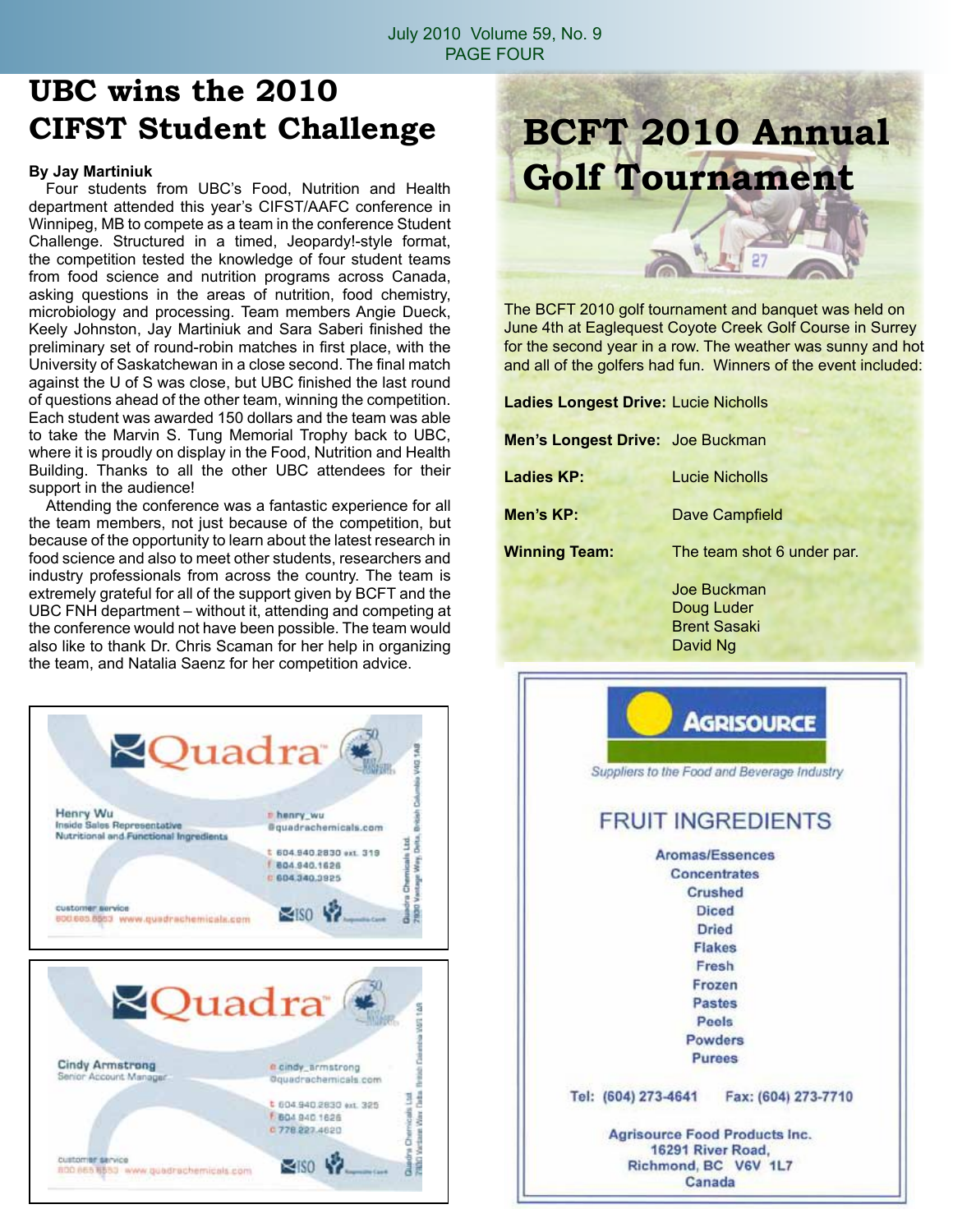# UBC wins the 2010 CIFST Student Challenge

**By Jay Martiniuk**

Four students from UBC's Food, Nutrition and Health department attended this year's CIFST/AAFC conference in Winnipeg, MB to compete as a team in the conference Student Challenge. Structured in a timed, Jeopardy!-style format, the competition tested the knowledge of four student teams from food science and nutrition programs across Canada, asking questions in the areas of nutrition, food chemistry, microbiology and processing. Team members Angie Dueck, Keely Johnston, Jay Martiniuk and Sara Saberi finished the preliminary set of round-robin matches in first place, with the University of Saskatchewan in a close second. The final match against the U of S was close, but UBC finished the last round of questions ahead of the other team, winning the competition. Each student was awarded 150 dollars and the team was able to take the Marvin S. Tung Memorial Trophy back to UBC, where it is proudly on display in the Food, Nutrition and Health Building. Thanks to all the other UBC attendees for their support in the audience!

Attending the conference was a fantastic experience for all the team members, not just because of the competition, but because of the opportunity to learn about the latest research in food science and also to meet other students, researchers and industry professionals from across the country. The team is extremely grateful for all of the support given by BCFT and the UBC FNH department – without it, attending and competing at the conference would not have been possible. The team would also like to thank Dr. Chris Scaman for her help in organizing the team, and Natalia Saenz for her competition advice.

**Quadra**

Henry Wu
Inside Sales Representative
Nutritional and Functional Ingredients

e henry_wu@quadrachemicals.com
t 604.940.2830 ext. 319
f 604.940.1626
c 604.340.3925

customer service 800.665.6553 www.quadrachemicals.com

Quadra Chemicals Ltd. 7930 Vantage Way, Delta, British Columbia V4G 1A8

**Quadra**

Cindy Armstrong
Senior Account Manager

e cindy_armstrong@quadrachemicals.com
t 604.940.2830 ext. 325
f 604.940.1626
c 778.227.4620

customer service 800.665.6553 www.quadrachemicals.com

Quadra Chemicals Ltd. 7930 Vantage Way, Delta, British Columbia V4G 1A8

# BCFT 2010 Annual Golf Tournament

The BCFT 2010 golf tournament and banquet was held on June 4th at Eaglequest Coyote Creek Golf Course in Surrey for the second year in a row. The weather was sunny and hot and all of the golfers had fun. Winners of the event included:

**Ladies Longest Drive:** Lucie Nicholls

**Men's Longest Drive:** Joe Buckman

**Ladies KP:** Lucie Nicholls

**Men's KP:** Dave Campfield

**Winning Team:** The team shot 6 under par.

Joe Buckman
Doug Luder
Brent Sasaki
David Ng

**AGRISOURCE**

*Suppliers to the Food and Beverage Industry*

## FRUIT INGREDIENTS

Aromas/Essences
Concentrates
Crushed
Diced
Dried
Flakes
Fresh
Frozen
Pastes
Peels
Powders
Purees

Tel: (604) 273-4641 Fax: (604) 273-7710

Agrisource Food Products Inc.
16291 River Road,
Richmond, BC V6V 1L7
Canada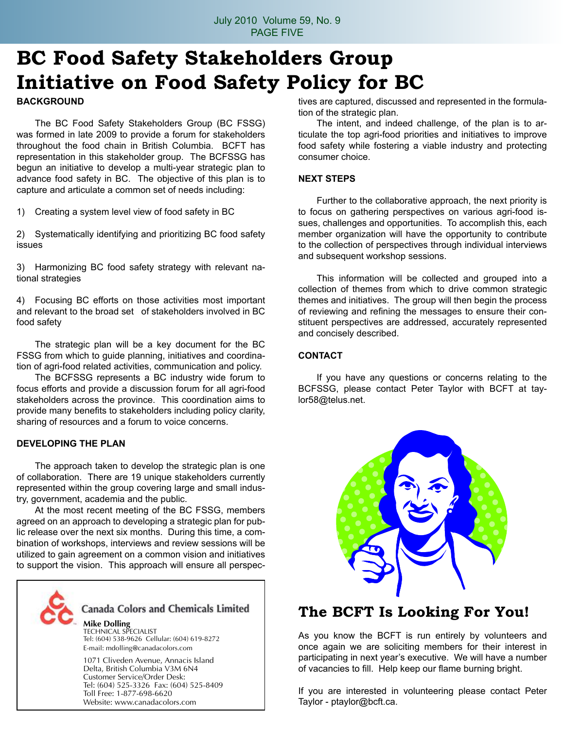// Stray marker-pen headers/footers omitted per rule 6.
# BC Food Safety Stakeholders Group Initiative on Food Safety Policy for BC

**BACKGROUND**

The BC Food Safety Stakeholders Group (BC FSSG) was formed in late 2009 to provide a forum for stakeholders throughout the food chain in British Columbia. BCFT has representation in this stakeholder group. The BCFSSG has begun an initiative to develop a multi-year strategic plan to advance food safety in BC. The objective of this plan is to capture and articulate a common set of needs including:

1) Creating a system level view of food safety in BC

2) Systematically identifying and prioritizing BC food safety issues

3) Harmonizing BC food safety strategy with relevant national strategies

4) Focusing BC efforts on those activities most important and relevant to the broad set of stakeholders involved in BC food safety

The strategic plan will be a key document for the BC FSSG from which to guide planning, initiatives and coordination of agri-food related activities, communication and policy.

The BCFSSG represents a BC industry wide forum to focus efforts and provide a discussion forum for all agri-food stakeholders across the province. This coordination aims to provide many benefits to stakeholders including policy clarity, sharing of resources and a forum to voice concerns.

**DEVELOPING THE PLAN**

The approach taken to develop the strategic plan is one of collaboration. There are 19 unique stakeholders currently represented within the group covering large and small industry, government, academia and the public.

At the most recent meeting of the BC FSSG, members agreed on an approach to developing a strategic plan for public release over the next six months. During this time, a combination of workshops, interviews and review sessions will be utilized to gain agreement on a common vision and initiatives to support the vision. This approach will ensure all perspectives are captured, discussed and represented in the formulation of the strategic plan.

The intent, and indeed challenge, of the plan is to articulate the top agri-food priorities and initiatives to improve food safety while fostering a viable industry and protecting consumer choice.

**NEXT STEPS**

Further to the collaborative approach, the next priority is to focus on gathering perspectives on various agri-food issues, challenges and opportunities. To accomplish this, each member organization will have the opportunity to contribute to the collection of perspectives through individual interviews and subsequent workshop sessions.

This information will be collected and grouped into a collection of themes from which to drive common strategic themes and initiatives. The group will then begin the process of reviewing and refining the messages to ensure their constituent perspectives are addressed, accurately represented and concisely described.

**CONTACT**

If you have any questions or concerns relating to the BCFSSG, please contact Peter Taylor with BCFT at taylor58@telus.net.

Canada Colors and Chemicals Limited

**Mike Dolling**
TECHNICAL SPECIALIST
Tel: (604) 538-9626 Cellular: (604) 619-8272
E-mail: mdolling@canadacolors.com

1071 Cliveden Avenue, Annacis Island
Delta, British Columbia V3M 6N4
Customer Service/Order Desk:
Tel: (604) 525-3326 Fax: (604) 525-8409
Toll Free: 1-877-698-6620
Website: www.canadacolors.com

## The BCFT Is Looking For You!

As you know the BCFT is run entirely by volunteers and once again we are soliciting members for their interest in participating in next year's executive. We will have a number of vacancies to fill. Help keep our flame burning bright.

If you are interested in volunteering please contact Peter Taylor - ptaylor@bcft.ca.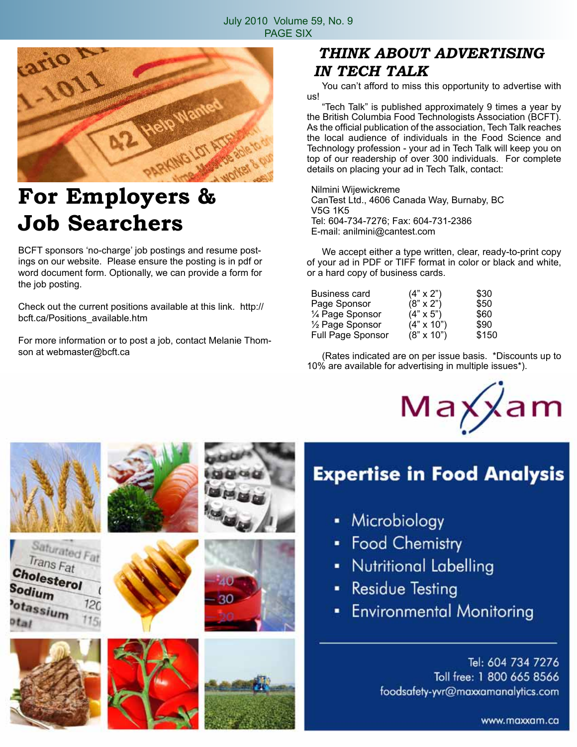# For Employers & Job Searchers

BCFT sponsors 'no-charge' job postings and resume postings on our website. Please ensure the posting is in pdf or word document form. Optionally, we can provide a form for the job posting.

Check out the current positions available at this link. http://bcft.ca/Positions_available.htm

For more information or to post a job, contact Melanie Thomson at webmaster@bcft.ca

## *THINK ABOUT ADVERTISING IN TECH TALK*

You can't afford to miss this opportunity to advertise with us!

"Tech Talk" is published approximately 9 times a year by the British Columbia Food Technologists Association (BCFT). As the official publication of the association, Tech Talk reaches the local audience of individuals in the Food Science and Technology profession - your ad in Tech Talk will keep you on top of our readership of over 300 individuals. For complete details on placing your ad in Tech Talk, contact:

Nilmini Wijewickreme
CanTest Ltd., 4606 Canada Way, Burnaby, BC
V5G 1K5
Tel: 604-734-7276; Fax: 604-731-2386
E-mail: anilmini@cantest.com

We accept either a type written, clear, ready-to-print copy of your ad in PDF or TIFF format in color or black and white, or a hard copy of business cards.

| | | |
|---|---|---|
| Business card | (4" x 2") | $30 |
| Page Sponsor | (8" x 2") | $50 |
| ¼ Page Sponsor | (4" x 5") | $60 |
| ½ Page Sponsor | (4" x 10") | $90 |
| Full Page Sponsor | (8" x 10") | $150 |

(Rates indicated are on per issue basis. *Discounts up to 10% are available for advertising in multiple issues*).

Maxxam

## Expertise in Food Analysis

- Microbiology
- Food Chemistry
- Nutritional Labelling
- Residue Testing
- Environmental Monitoring

Tel: 604 734 7276
Toll free: 1 800 665 8566
foodsafety-yvr@maxxamanalytics.com

www.maxxam.ca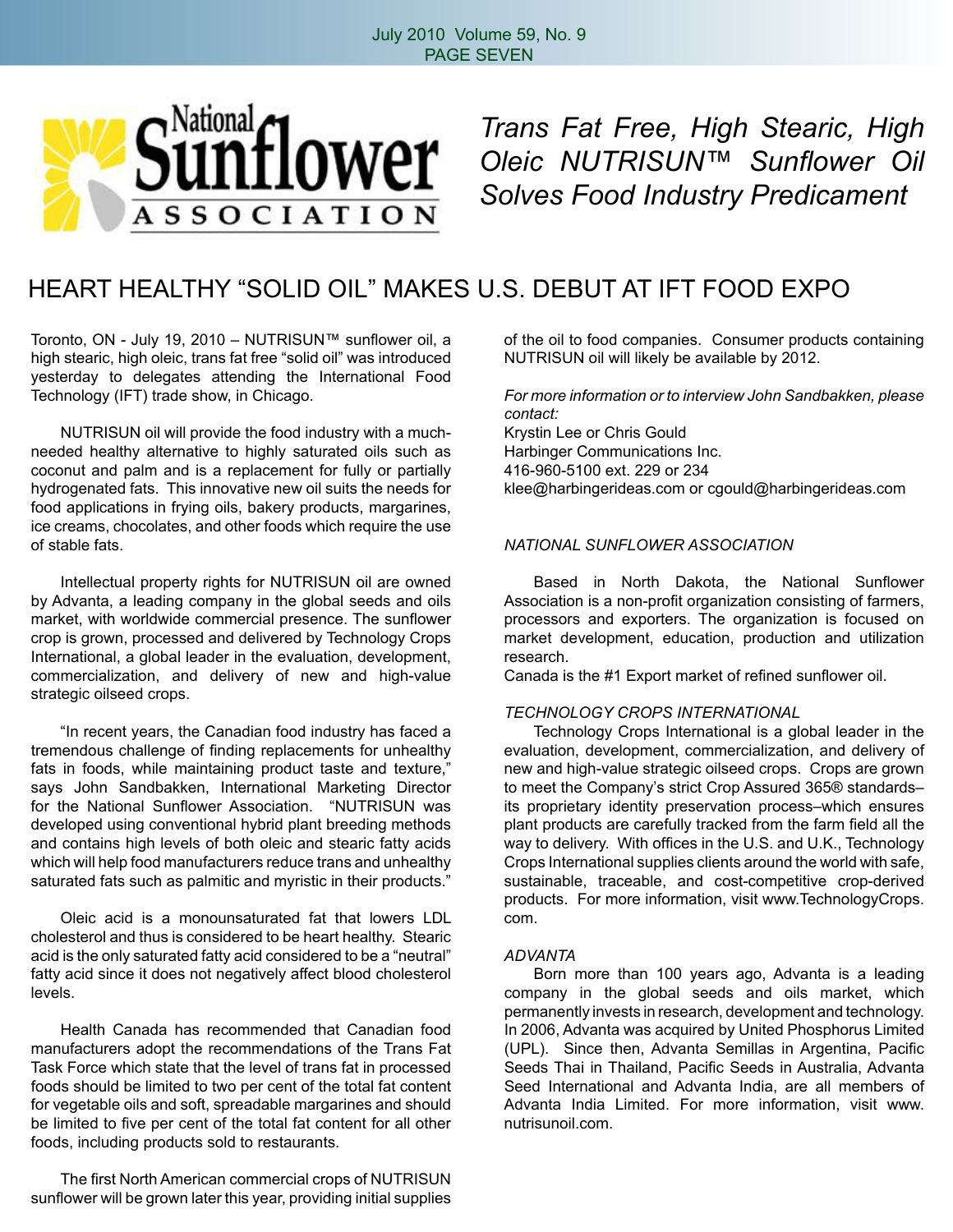# *Trans Fat Free, High Stearic, High Oleic NUTRISUN™ Sunflower Oil Solves Food Industry Predicament*

## HEART HEALTHY "SOLID OIL" MAKES U.S. DEBUT AT IFT FOOD EXPO

Toronto, ON - July 19, 2010 – NUTRISUN™ sunflower oil, a high stearic, high oleic, trans fat free "solid oil" was introduced yesterday to delegates attending the International Food Technology (IFT) trade show, in Chicago.

NUTRISUN oil will provide the food industry with a much-needed healthy alternative to highly saturated oils such as coconut and palm and is a replacement for fully or partially hydrogenated fats. This innovative new oil suits the needs for food applications in frying oils, bakery products, margarines, ice creams, chocolates, and other foods which require the use of stable fats.

Intellectual property rights for NUTRISUN oil are owned by Advanta, a leading company in the global seeds and oils market, with worldwide commercial presence. The sunflower crop is grown, processed and delivered by Technology Crops International, a global leader in the evaluation, development, commercialization, and delivery of new and high-value strategic oilseed crops.

"In recent years, the Canadian food industry has faced a tremendous challenge of finding replacements for unhealthy fats in foods, while maintaining product taste and texture," says John Sandbakken, International Marketing Director for the National Sunflower Association. "NUTRISUN was developed using conventional hybrid plant breeding methods and contains high levels of both oleic and stearic fatty acids which will help food manufacturers reduce trans and unhealthy saturated fats such as palmitic and myristic in their products."

Oleic acid is a monounsaturated fat that lowers LDL cholesterol and thus is considered to be heart healthy. Stearic acid is the only saturated fatty acid considered to be a "neutral" fatty acid since it does not negatively affect blood cholesterol levels.

Health Canada has recommended that Canadian food manufacturers adopt the recommendations of the Trans Fat Task Force which state that the level of trans fat in processed foods should be limited to two per cent of the total fat content for vegetable oils and soft, spreadable margarines and should be limited to five per cent of the total fat content for all other foods, including products sold to restaurants.

The first North American commercial crops of NUTRISUN sunflower will be grown later this year, providing initial supplies of the oil to food companies. Consumer products containing NUTRISUN oil will likely be available by 2012.

*For more information or to interview John Sandbakken, please contact:*
Krystin Lee or Chris Gould
Harbinger Communications Inc.
416-960-5100 ext. 229 or 234
klee@harbingerideas.com or cgould@harbingerideas.com

*NATIONAL SUNFLOWER ASSOCIATION*

Based in North Dakota, the National Sunflower Association is a non-profit organization consisting of farmers, processors and exporters. The organization is focused on market development, education, production and utilization research.
Canada is the #1 Export market of refined sunflower oil.

*TECHNOLOGY CROPS INTERNATIONAL*

Technology Crops International is a global leader in the evaluation, development, commercialization, and delivery of new and high-value strategic oilseed crops. Crops are grown to meet the Company's strict Crop Assured 365® standards–its proprietary identity preservation process–which ensures plant products are carefully tracked from the farm field all the way to delivery. With offices in the U.S. and U.K., Technology Crops International supplies clients around the world with safe, sustainable, traceable, and cost-competitive crop-derived products. For more information, visit www.TechnologyCrops.com.

*ADVANTA*

Born more than 100 years ago, Advanta is a leading company in the global seeds and oils market, which permanently invests in research, development and technology. In 2006, Advanta was acquired by United Phosphorus Limited (UPL). Since then, Advanta Semillas in Argentina, Pacific Seeds Thai in Thailand, Pacific Seeds in Australia, Advanta Seed International and Advanta India, are all members of Advanta India Limited. For more information, visit www.nutrisunoil.com.